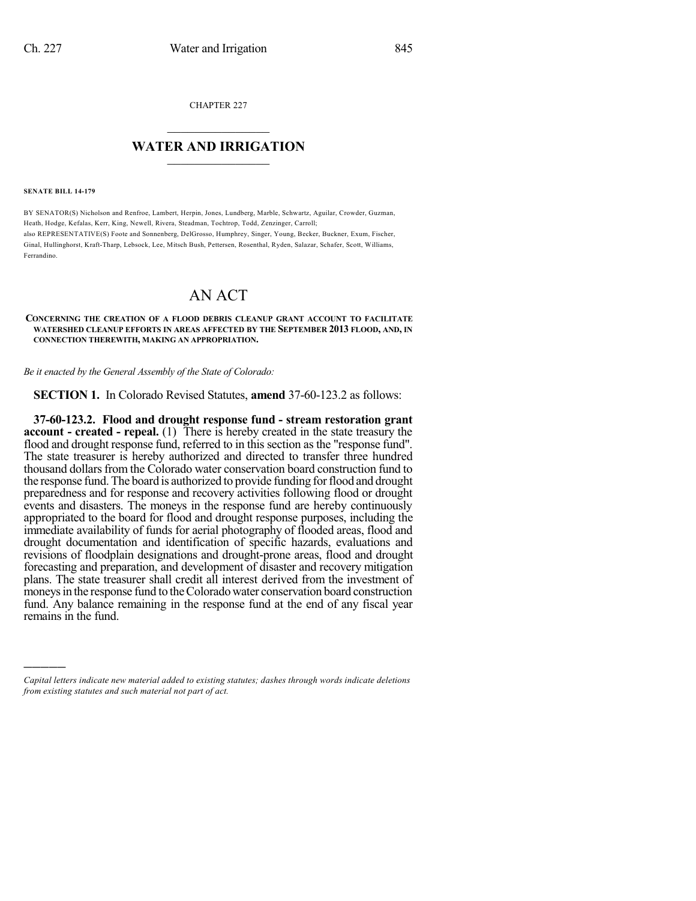CHAPTER 227

# WATER AND IRRIGATION

**SENATE BILL 14-179**

BY SENATOR(S) Nicholson and Renfroe, Lambert, Herpin, Jones, Lundberg, Marble, Schwartz, Aguilar, Crowder, Guzman, Heath, Hodge, Kefalas, Kerr, King, Newell, Rivera, Steadman, Tochtrop, Todd, Zenzinger, Carroll;
also REPRESENTATIVE(S) Foote and Sonnenberg, DelGrosso, Humphrey, Singer, Young, Becker, Buckner, Exum, Fischer, Ginal, Hullinghorst, Kraft-Tharp, Lebsock, Lee, Mitsch Bush, Pettersen, Rosenthal, Ryden, Salazar, Schafer, Scott, Williams, Ferrandino.

# AN ACT

**CONCERNING THE CREATION OF A FLOOD DEBRIS CLEANUP GRANT ACCOUNT TO FACILITATE WATERSHED CLEANUP EFFORTS IN AREAS AFFECTED BY THE SEPTEMBER 2013 FLOOD, AND, IN CONNECTION THEREWITH, MAKING AN APPROPRIATION.**

*Be it enacted by the General Assembly of the State of Colorado:*

**SECTION 1.** In Colorado Revised Statutes, **amend** 37-60-123.2 as follows:

**37-60-123.2. Flood and drought response fund - stream restoration grant account - created - repeal.** (1) There is hereby created in the state treasury the flood and drought response fund, referred to in this section as the "response fund". The state treasurer is hereby authorized and directed to transfer three hundred thousand dollars from the Colorado water conservation board construction fund to the response fund. The board is authorized to provide funding for flood and drought preparedness and for response and recovery activities following flood or drought events and disasters. The moneys in the response fund are hereby continuously appropriated to the board for flood and drought response purposes, including the immediate availability of funds for aerial photography of flooded areas, flood and drought documentation and identification of specific hazards, evaluations and revisions of floodplain designations and drought-prone areas, flood and drought forecasting and preparation, and development of disaster and recovery mitigation plans. The state treasurer shall credit all interest derived from the investment of moneys in the response fund to the Colorado water conservation board construction fund. Any balance remaining in the response fund at the end of any fiscal year remains in the fund.

---

*Capital letters indicate new material added to existing statutes; dashes through words indicate deletions from existing statutes and such material not part of act.*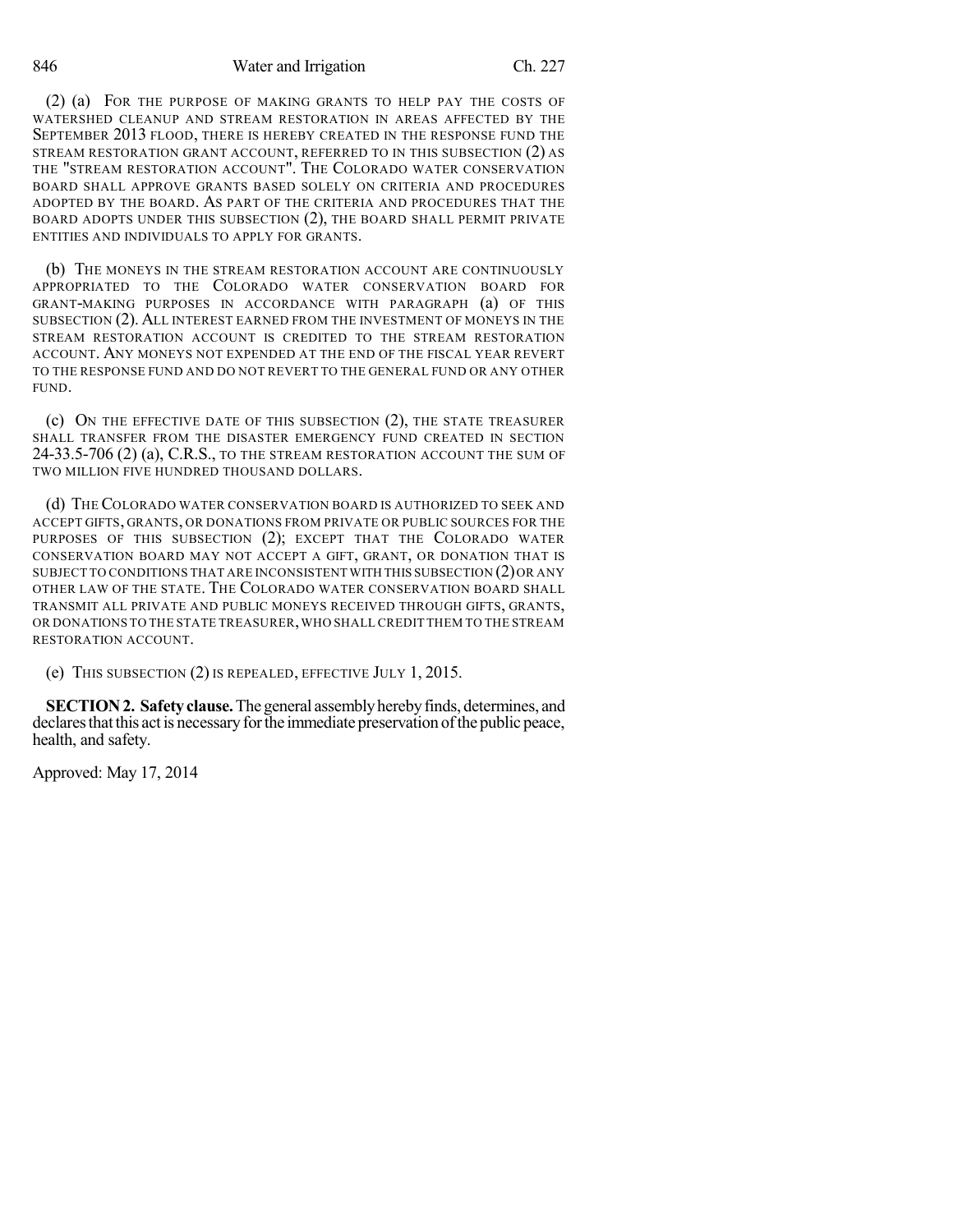(2) (a) FOR THE PURPOSE OF MAKING GRANTS TO HELP PAY THE COSTS OF WATERSHED CLEANUP AND STREAM RESTORATION IN AREAS AFFECTED BY THE SEPTEMBER 2013 FLOOD, THERE IS HEREBY CREATED IN THE RESPONSE FUND THE STREAM RESTORATION GRANT ACCOUNT, REFERRED TO IN THIS SUBSECTION (2) AS THE "STREAM RESTORATION ACCOUNT". THE COLORADO WATER CONSERVATION BOARD SHALL APPROVE GRANTS BASED SOLELY ON CRITERIA AND PROCEDURES ADOPTED BY THE BOARD. AS PART OF THE CRITERIA AND PROCEDURES THAT THE BOARD ADOPTS UNDER THIS SUBSECTION (2), THE BOARD SHALL PERMIT PRIVATE ENTITIES AND INDIVIDUALS TO APPLY FOR GRANTS.

(b) THE MONEYS IN THE STREAM RESTORATION ACCOUNT ARE CONTINUOUSLY APPROPRIATED TO THE COLORADO WATER CONSERVATION BOARD FOR GRANT-MAKING PURPOSES IN ACCORDANCE WITH PARAGRAPH (a) OF THIS SUBSECTION (2). ALL INTEREST EARNED FROM THE INVESTMENT OF MONEYS IN THE STREAM RESTORATION ACCOUNT IS CREDITED TO THE STREAM RESTORATION ACCOUNT. ANY MONEYS NOT EXPENDED AT THE END OF THE FISCAL YEAR REVERT TO THE RESPONSE FUND AND DO NOT REVERT TO THE GENERAL FUND OR ANY OTHER FUND.

(c) ON THE EFFECTIVE DATE OF THIS SUBSECTION (2), THE STATE TREASURER SHALL TRANSFER FROM THE DISASTER EMERGENCY FUND CREATED IN SECTION 24-33.5-706 (2) (a), C.R.S., TO THE STREAM RESTORATION ACCOUNT THE SUM OF TWO MILLION FIVE HUNDRED THOUSAND DOLLARS.

(d) THE COLORADO WATER CONSERVATION BOARD IS AUTHORIZED TO SEEK AND ACCEPT GIFTS, GRANTS, OR DONATIONS FROM PRIVATE OR PUBLIC SOURCES FOR THE PURPOSES OF THIS SUBSECTION (2); EXCEPT THAT THE COLORADO WATER CONSERVATION BOARD MAY NOT ACCEPT A GIFT, GRANT, OR DONATION THAT IS SUBJECT TO CONDITIONS THAT ARE INCONSISTENT WITH THIS SUBSECTION (2) OR ANY OTHER LAW OF THE STATE. THE COLORADO WATER CONSERVATION BOARD SHALL TRANSMIT ALL PRIVATE AND PUBLIC MONEYS RECEIVED THROUGH GIFTS, GRANTS, OR DONATIONS TO THE STATE TREASURER, WHO SHALL CREDIT THEM TO THE STREAM RESTORATION ACCOUNT.

(e) THIS SUBSECTION (2) IS REPEALED, EFFECTIVE JULY 1, 2015.

**SECTION 2. Safety clause.** The general assembly hereby finds, determines, and declares that this act is necessary for the immediate preservation of the public peace, health, and safety.

Approved: May 17, 2014